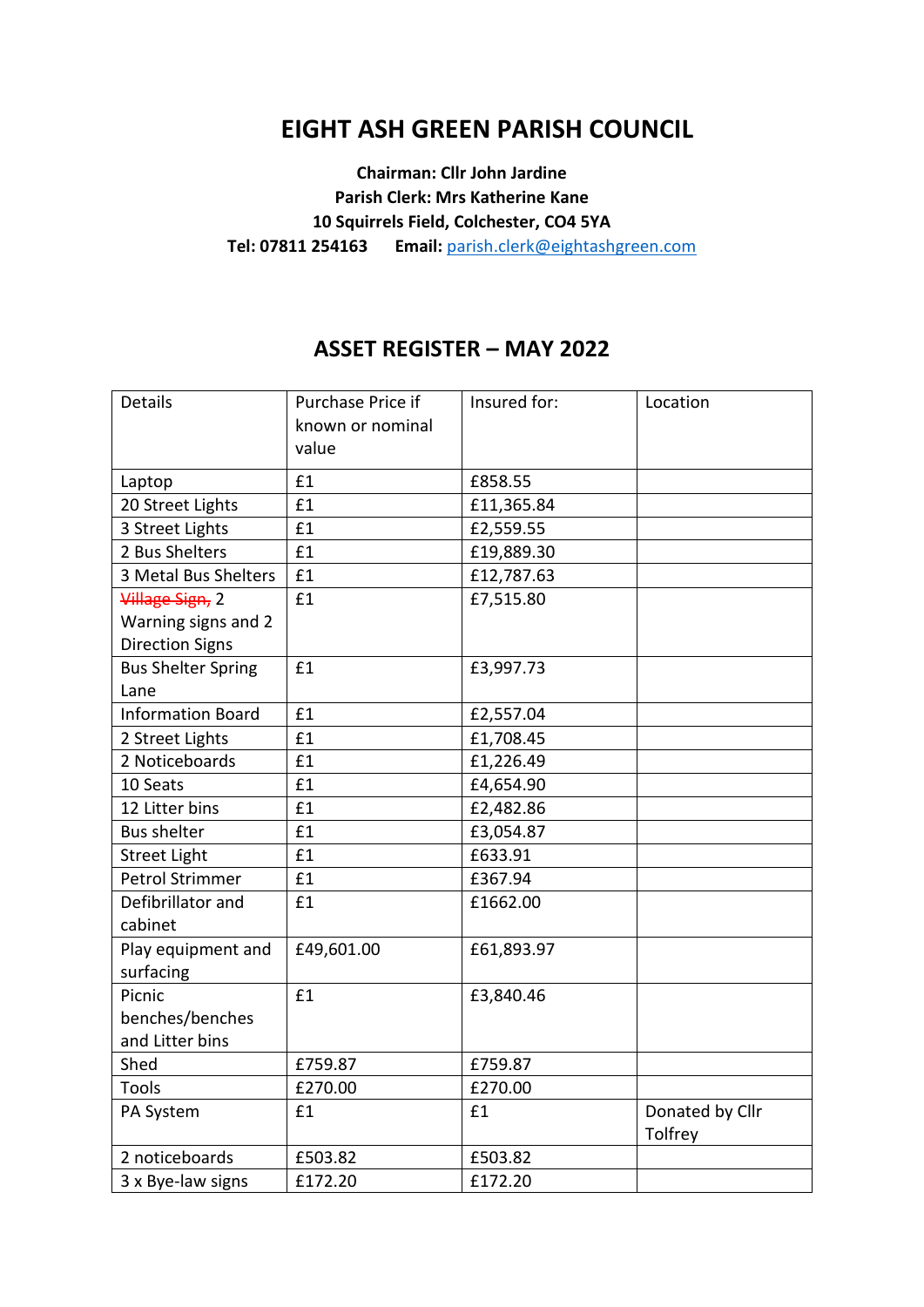# EIGHT ASH GREEN PARISH COUNCIL

**Chairman: Cllr John Jardine**
**Parish Clerk: Mrs Katherine Kane**
**10 Squirrels Field, Colchester, CO4 5YA**
**Tel: 07811 254163 Email:** parish.clerk@eightashgreen.com

## ASSET REGISTER – MAY 2022

| Details | Purchase Price if known or nominal value | Insured for: | Location |
|---|---|---|---|
| Laptop | £1 | £858.55 | |
| 20 Street Lights | £1 | £11,365.84 | |
| 3 Street Lights | £1 | £2,559.55 | |
| 2 Bus Shelters | £1 | £19,889.30 | |
| 3 Metal Bus Shelters | £1 | £12,787.63 | |
| ~~Village Sign,~~ 2 Warning signs and 2 Direction Signs | £1 | £7,515.80 | |
| Bus Shelter Spring Lane | £1 | £3,997.73 | |
| Information Board | £1 | £2,557.04 | |
| 2 Street Lights | £1 | £1,708.45 | |
| 2 Noticeboards | £1 | £1,226.49 | |
| 10 Seats | £1 | £4,654.90 | |
| 12 Litter bins | £1 | £2,482.86 | |
| Bus shelter | £1 | £3,054.87 | |
| Street Light | £1 | £633.91 | |
| Petrol Strimmer | £1 | £367.94 | |
| Defibrillator and cabinet | £1 | £1662.00 | |
| Play equipment and surfacing | £49,601.00 | £61,893.97 | |
| Picnic benches/benches and Litter bins | £1 | £3,840.46 | |
| Shed | £759.87 | £759.87 | |
| Tools | £270.00 | £270.00 | |
| PA System | £1 | £1 | Donated by Cllr Tolfrey |
| 2 noticeboards | £503.82 | £503.82 | |
| 3 x Bye-law signs | £172.20 | £172.20 | |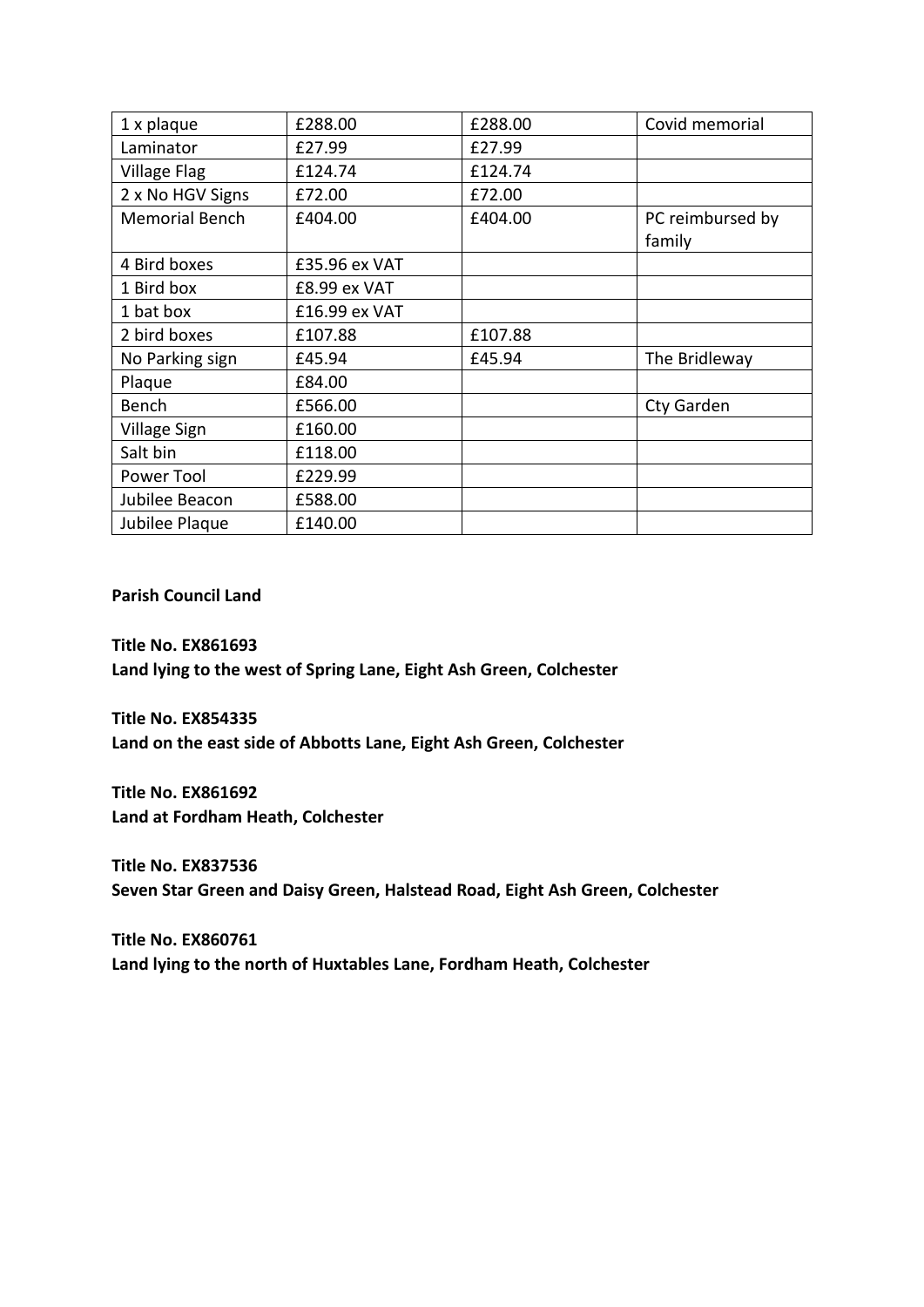| | | | |
|---|---|---|---|
| 1 x plaque | £288.00 | £288.00 | Covid memorial |
| Laminator | £27.99 | £27.99 | |
| Village Flag | £124.74 | £124.74 | |
| 2 x No HGV Signs | £72.00 | £72.00 | |
| Memorial Bench | £404.00 | £404.00 | PC reimbursed by family |
| 4 Bird boxes | £35.96 ex VAT | | |
| 1 Bird box | £8.99 ex VAT | | |
| 1 bat box | £16.99 ex VAT | | |
| 2 bird boxes | £107.88 | £107.88 | |
| No Parking sign | £45.94 | £45.94 | The Bridleway |
| Plaque | £84.00 | | |
| Bench | £566.00 | | Cty Garden |
| Village Sign | £160.00 | | |
| Salt bin | £118.00 | | |
| Power Tool | £229.99 | | |
| Jubilee Beacon | £588.00 | | |
| Jubilee Plaque | £140.00 | | |

**Parish Council Land**

**Title No. EX861693**
**Land lying to the west of Spring Lane, Eight Ash Green, Colchester**

**Title No. EX854335**
**Land on the east side of Abbotts Lane, Eight Ash Green, Colchester**

**Title No. EX861692**
**Land at Fordham Heath, Colchester**

**Title No. EX837536**
**Seven Star Green and Daisy Green, Halstead Road, Eight Ash Green, Colchester**

**Title No. EX860761**
**Land lying to the north of Huxtables Lane, Fordham Heath, Colchester**